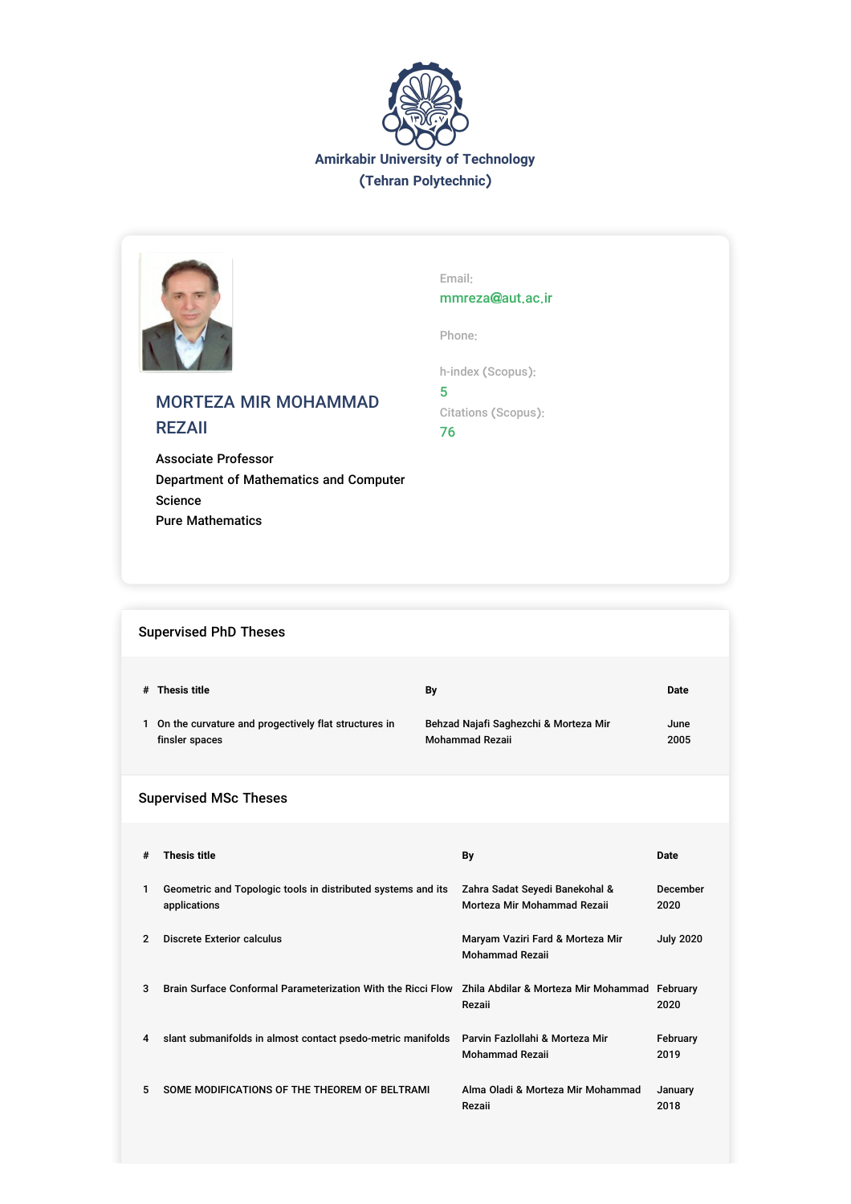Amirkabir University of Technology
(Tehran Polytechnic)

## MORTEZA MIR MOHAMMAD REZAII

Associate Professor
Department of Mathematics and Computer Science
Pure Mathematics

Email:
mmreza@aut.ac.ir

Phone:

h-index (Scopus):
5

Citations (Scopus):
76

### Supervised PhD Theses

| # | Thesis title | By | Date |
|---|---|---|---|
| 1 | On the curvature and progectively flat structures in finsler spaces | Behzad Najafi Saghezchi & Morteza Mir Mohammad Rezaii | June 2005 |

### Supervised MSc Theses

| # | Thesis title | By | Date |
|---|---|---|---|
| 1 | Geometric and Topologic tools in distributed systems and its applications | Zahra Sadat Seyedi Banekohal & Morteza Mir Mohammad Rezaii | December 2020 |
| 2 | Discrete Exterior calculus | Maryam Vaziri Fard & Morteza Mir Mohammad Rezaii | July 2020 |
| 3 | Brain Surface Conformal Parameterization With the Ricci Flow | Zhila Abdilar & Morteza Mir Mohammad Rezaii | February 2020 |
| 4 | slant submanifolds in almost contact psedo-metric manifolds | Parvin Fazlollahi & Morteza Mir Mohammad Rezaii | February 2019 |
| 5 | SOME MODIFICATIONS OF THE THEOREM OF BELTRAMI | Alma Oladi & Morteza Mir Mohammad Rezaii | January 2018 |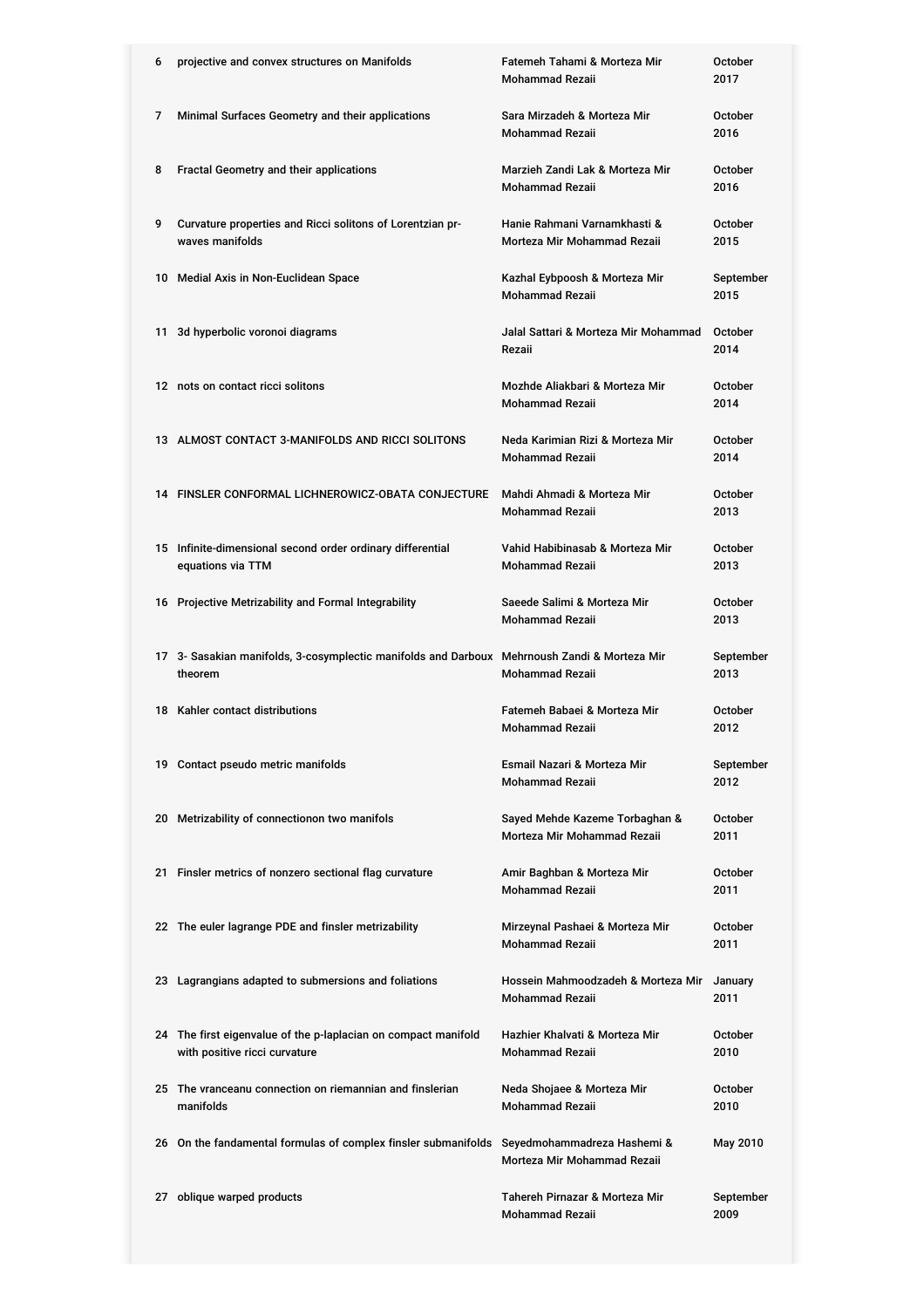| | | | |
|---|---|---|---|
| 6 | projective and convex structures on Manifolds | Fatemeh Tahami & Morteza Mir Mohammad Rezaii | October 2017 |
| 7 | Minimal Surfaces Geometry and their applications | Sara Mirzadeh & Morteza Mir Mohammad Rezaii | October 2016 |
| 8 | Fractal Geometry and their applications | Marzieh Zandi Lak & Morteza Mir Mohammad Rezaii | October 2016 |
| 9 | Curvature properties and Ricci solitons of Lorentzian pr-waves manifolds | Hanie Rahmani Varnamkhasti & Morteza Mir Mohammad Rezaii | October 2015 |
| 10 | Medial Axis in Non-Euclidean Space | Kazhal Eybpoosh & Morteza Mir Mohammad Rezaii | September 2015 |
| 11 | 3d hyperbolic voronoi diagrams | Jalal Sattari & Morteza Mir Mohammad Rezaii | October 2014 |
| 12 | nots on contact ricci solitons | Mozhde Aliakbari & Morteza Mir Mohammad Rezaii | October 2014 |
| 13 | ALMOST CONTACT 3-MANIFOLDS AND RICCI SOLITONS | Neda Karimian Rizi & Morteza Mir Mohammad Rezaii | October 2014 |
| 14 | FINSLER CONFORMAL LICHNEROWICZ-OBATA CONJECTURE | Mahdi Ahmadi & Morteza Mir Mohammad Rezaii | October 2013 |
| 15 | Infinite-dimensional second order ordinary differential equations via TTM | Vahid Habibinasab & Morteza Mir Mohammad Rezaii | October 2013 |
| 16 | Projective Metrizability and Formal Integrability | Saeede Salimi & Morteza Mir Mohammad Rezaii | October 2013 |
| 17 | 3- Sasakian manifolds, 3-cosymplectic manifolds and Darboux theorem | Mehrnoush Zandi & Morteza Mir Mohammad Rezaii | September 2013 |
| 18 | Kahler contact distributions | Fatemeh Babaei & Morteza Mir Mohammad Rezaii | October 2012 |
| 19 | Contact pseudo metric manifolds | Esmail Nazari & Morteza Mir Mohammad Rezaii | September 2012 |
| 20 | Metrizability of connectionon two manifols | Sayed Mehde Kazeme Torbaghan & Morteza Mir Mohammad Rezaii | October 2011 |
| 21 | Finsler metrics of nonzero sectional flag curvature | Amir Baghban & Morteza Mir Mohammad Rezaii | October 2011 |
| 22 | The euler lagrange PDE and finsler metrizability | Mirzeynal Pashaei & Morteza Mir Mohammad Rezaii | October 2011 |
| 23 | Lagrangians adapted to submersions and foliations | Hossein Mahmoodzadeh & Morteza Mir Mohammad Rezaii | January 2011 |
| 24 | The first eigenvalue of the p-laplacian on compact manifold with positive ricci curvature | Hazhier Khalvati & Morteza Mir Mohammad Rezaii | October 2010 |
| 25 | The vranceanu connection on riemannian and finslerian manifolds | Neda Shojaee & Morteza Mir Mohammad Rezaii | October 2010 |
| 26 | On the fandamental formulas of complex finsler submanifolds | Seyedmohammadreza Hashemi & Morteza Mir Mohammad Rezaii | May 2010 |
| 27 | oblique warped products | Tahereh Pirnazar & Morteza Mir Mohammad Rezaii | September 2009 |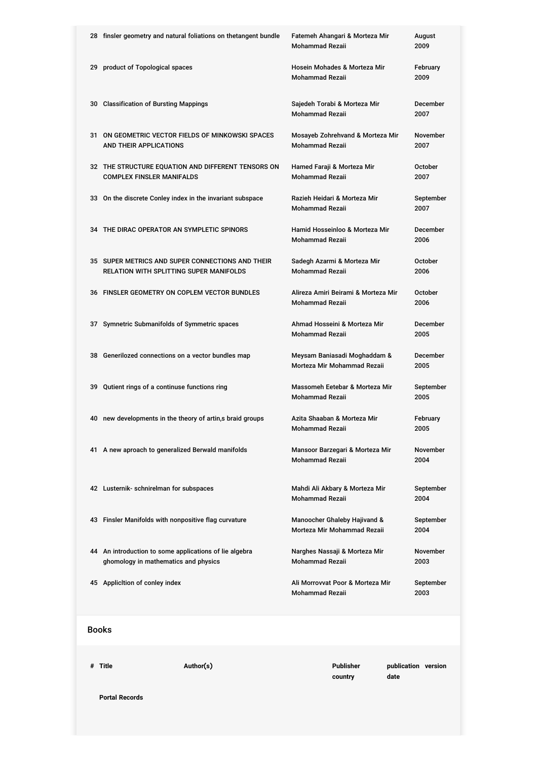| # | Title | Author(s) | Date |
|---|---|---|---|
| 28 | finsler geometry and natural foliations on thetangent bundle | Fatemeh Ahangari & Morteza Mir Mohammad Rezaii | August 2009 |
| 29 | product of Topological spaces | Hosein Mohades & Morteza Mir Mohammad Rezaii | February 2009 |
| 30 | Classification of Bursting Mappings | Sajedeh Torabi & Morteza Mir Mohammad Rezaii | December 2007 |
| 31 | ON GEOMETRIC VECTOR FIELDS OF MINKOWSKI SPACES AND THEIR APPLICATIONS | Mosayeb Zohrehvand & Morteza Mir Mohammad Rezaii | November 2007 |
| 32 | THE STRUCTURE EQUATION AND DIFFERENT TENSORS ON COMPLEX FINSLER MANIFALDS | Hamed Faraji & Morteza Mir Mohammad Rezaii | October 2007 |
| 33 | On the discrete Conley index in the invariant subspace | Razieh Heidari & Morteza Mir Mohammad Rezaii | September 2007 |
| 34 | THE DIRAC OPERATOR AN SYMPLETIC SPINORS | Hamid Hosseinloo & Morteza Mir Mohammad Rezaii | December 2006 |
| 35 | SUPER METRICS AND SUPER CONNECTIONS AND THEIR RELATION WITH SPLITTING SUPER MANIFOLDS | Sadegh Azarmi & Morteza Mir Mohammad Rezaii | October 2006 |
| 36 | FINSLER GEOMETRY ON COPLEM VECTOR BUNDLES | Alireza Amiri Beirami & Morteza Mir Mohammad Rezaii | October 2006 |
| 37 | Symnetric Submanifolds of Symmetric spaces | Ahmad Hosseini & Morteza Mir Mohammad Rezaii | December 2005 |
| 38 | Generilozed connections on a vector bundles map | Meysam Baniasadi Moghaddam & Morteza Mir Mohammad Rezaii | December 2005 |
| 39 | Qutient rings of a continuse functions ring | Massomeh Eetebar & Morteza Mir Mohammad Rezaii | September 2005 |
| 40 | new developments in the theory of artin,s braid groups | Azita Shaaban & Morteza Mir Mohammad Rezaii | February 2005 |
| 41 | A new aproach to generalized Berwald manifolds | Mansoor Barzegari & Morteza Mir Mohammad Rezaii | November 2004 |
| 42 | Lusternik- schnirelman for subspaces | Mahdi Ali Akbary & Morteza Mir Mohammad Rezaii | September 2004 |
| 43 | Finsler Manifolds with nonpositive flag curvature | Manoocher Ghaleby Hajivand & Morteza Mir Mohammad Rezaii | September 2004 |
| 44 | An introduction to some applications of lie algebra ghomology in mathematics and physics | Narghes Nassaji & Morteza Mir Mohammad Rezaii | November 2003 |
| 45 | Applicltion of conley index | Ali Morrovvat Poor & Morteza Mir Mohammad Rezaii | September 2003 |

## Books

| # | Title | Author(s) | Publisher country | publication date | version |
|---|---|---|---|---|---|

**Portal Records**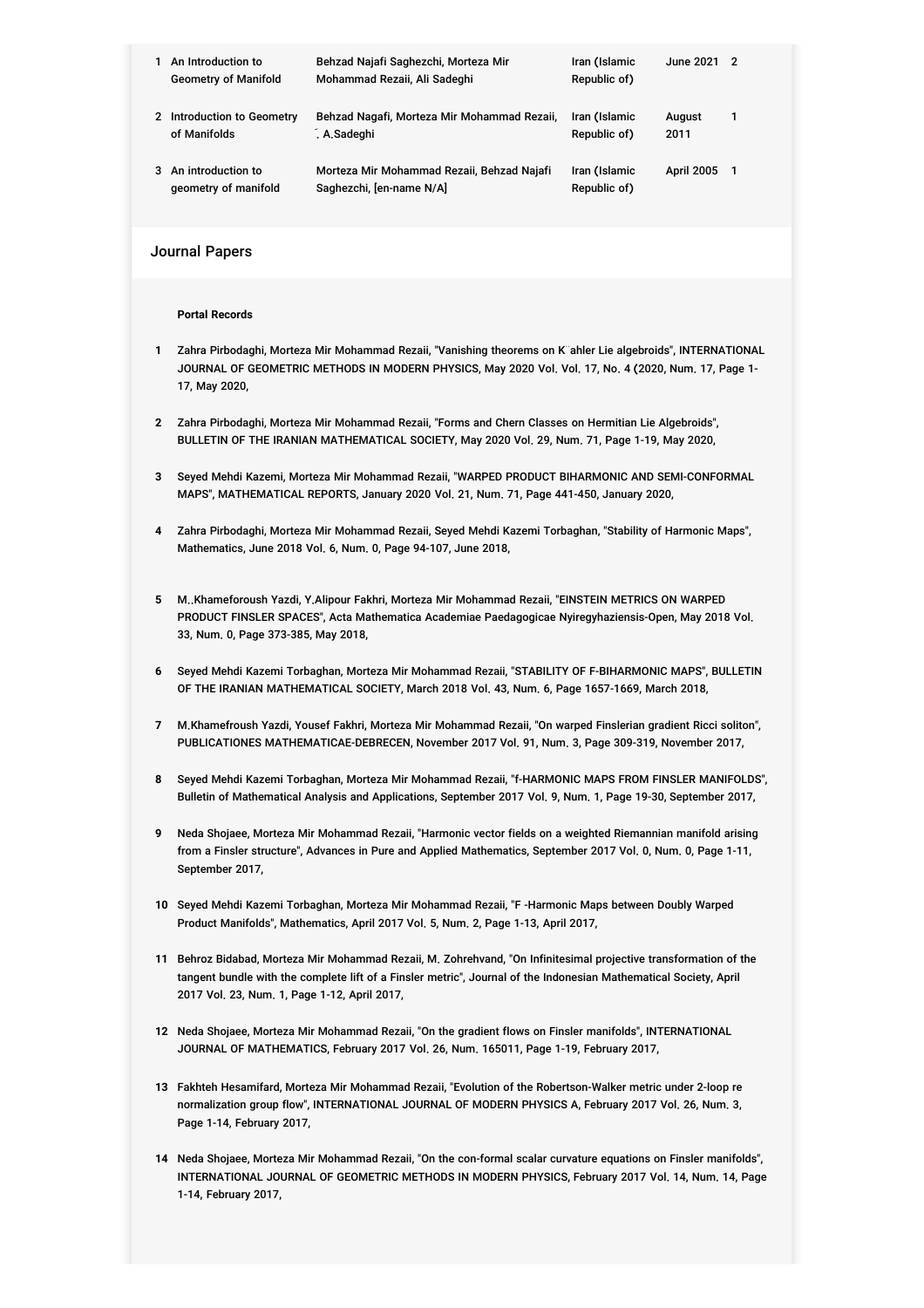| 1 | An Introduction to Geometry of Manifold | Behzad Najafi Saghezchi, Morteza Mir Mohammad Rezaii, Ali Sadeghi | Iran (Islamic Republic of) | June 2021 | 2 |
|---|---|---|---|---|---|
| 2 | Introduction to Geometry of Manifolds | Behzad Nagafi, Morteza Mir Mohammad Rezaii, ̆. A.Sadeghi | Iran (Islamic Republic of) | August 2011 | 1 |
| 3 | An introduction to geometry of manifold | Morteza Mir Mohammad Rezaii, Behzad Najafi Saghezchi, [en-name N/A] | Iran (Islamic Republic of) | April 2005 | 1 |

## Journal Papers

**Portal Records**

1. Zahra Pirbodaghi, Morteza Mir Mohammad Rezaii, "Vanishing theorems on K ̈ahler Lie algebroids", INTERNATIONAL JOURNAL OF GEOMETRIC METHODS IN MODERN PHYSICS, May 2020 Vol. Vol. 17, No. 4 (2020, Num. 17, Page 1-17, May 2020,

2. Zahra Pirbodaghi, Morteza Mir Mohammad Rezaii, "Forms and Chern Classes on Hermitian Lie Algebroids", BULLETIN OF THE IRANIAN MATHEMATICAL SOCIETY, May 2020 Vol. 29, Num. 71, Page 1-19, May 2020,

3. Seyed Mehdi Kazemi, Morteza Mir Mohammad Rezaii, "WARPED PRODUCT BIHARMONIC AND SEMI-CONFORMAL MAPS", MATHEMATICAL REPORTS, January 2020 Vol. 21, Num. 71, Page 441-450, January 2020,

4. Zahra Pirbodaghi, Morteza Mir Mohammad Rezaii, Seyed Mehdi Kazemi Torbaghan, "Stability of Harmonic Maps", Mathematics, June 2018 Vol. 6, Num. 0, Page 94-107, June 2018,

5. M..Khameforoush Yazdi, Y.Alipour Fakhri, Morteza Mir Mohammad Rezaii, "EINSTEIN METRICS ON WARPED PRODUCT FINSLER SPACES", Acta Mathematica Academiae Paedagogicae Nyiregyhaziensis-Open, May 2018 Vol. 33, Num. 0, Page 373-385, May 2018,

6. Seyed Mehdi Kazemi Torbaghan, Morteza Mir Mohammad Rezaii, "STABILITY OF F-BIHARMONIC MAPS", BULLETIN OF THE IRANIAN MATHEMATICAL SOCIETY, March 2018 Vol. 43, Num. 6, Page 1657-1669, March 2018,

7. M.Khamefroush Yazdi, Yousef Fakhri, Morteza Mir Mohammad Rezaii, "On warped Finslerian gradient Ricci soliton", PUBLICATIONES MATHEMATICAE-DEBRECEN, November 2017 Vol. 91, Num. 3, Page 309-319, November 2017,

8. Seyed Mehdi Kazemi Torbaghan, Morteza Mir Mohammad Rezaii, "f-HARMONIC MAPS FROM FINSLER MANIFOLDS", Bulletin of Mathematical Analysis and Applications, September 2017 Vol. 9, Num. 1, Page 19-30, September 2017,

9. Neda Shojaee, Morteza Mir Mohammad Rezaii, "Harmonic vector fields on a weighted Riemannian manifold arising from a Finsler structure", Advances in Pure and Applied Mathematics, September 2017 Vol. 0, Num. 0, Page 1-11, September 2017,

10. Seyed Mehdi Kazemi Torbaghan, Morteza Mir Mohammad Rezaii, "F -Harmonic Maps between Doubly Warped Product Manifolds", Mathematics, April 2017 Vol. 5, Num. 2, Page 1-13, April 2017,

11. Behroz Bidabad, Morteza Mir Mohammad Rezaii, M. Zohrehvand, "On Infinitesimal projective transformation of the tangent bundle with the complete lift of a Finsler metric", Journal of the Indonesian Mathematical Society, April 2017 Vol. 23, Num. 1, Page 1-12, April 2017,

12. Neda Shojaee, Morteza Mir Mohammad Rezaii, "On the gradient flows on Finsler manifolds", INTERNATIONAL JOURNAL OF MATHEMATICS, February 2017 Vol. 26, Num. 165011, Page 1-19, February 2017,

13. Fakhteh Hesamifard, Morteza Mir Mohammad Rezaii, "Evolution of the Robertson-Walker metric under 2-loop re normalization group flow", INTERNATIONAL JOURNAL OF MODERN PHYSICS A, February 2017 Vol. 26, Num. 3, Page 1-14, February 2017,

14. Neda Shojaee, Morteza Mir Mohammad Rezaii, "On the con-formal scalar curvature equations on Finsler manifolds", INTERNATIONAL JOURNAL OF GEOMETRIC METHODS IN MODERN PHYSICS, February 2017 Vol. 14, Num. 14, Page 1-14, February 2017,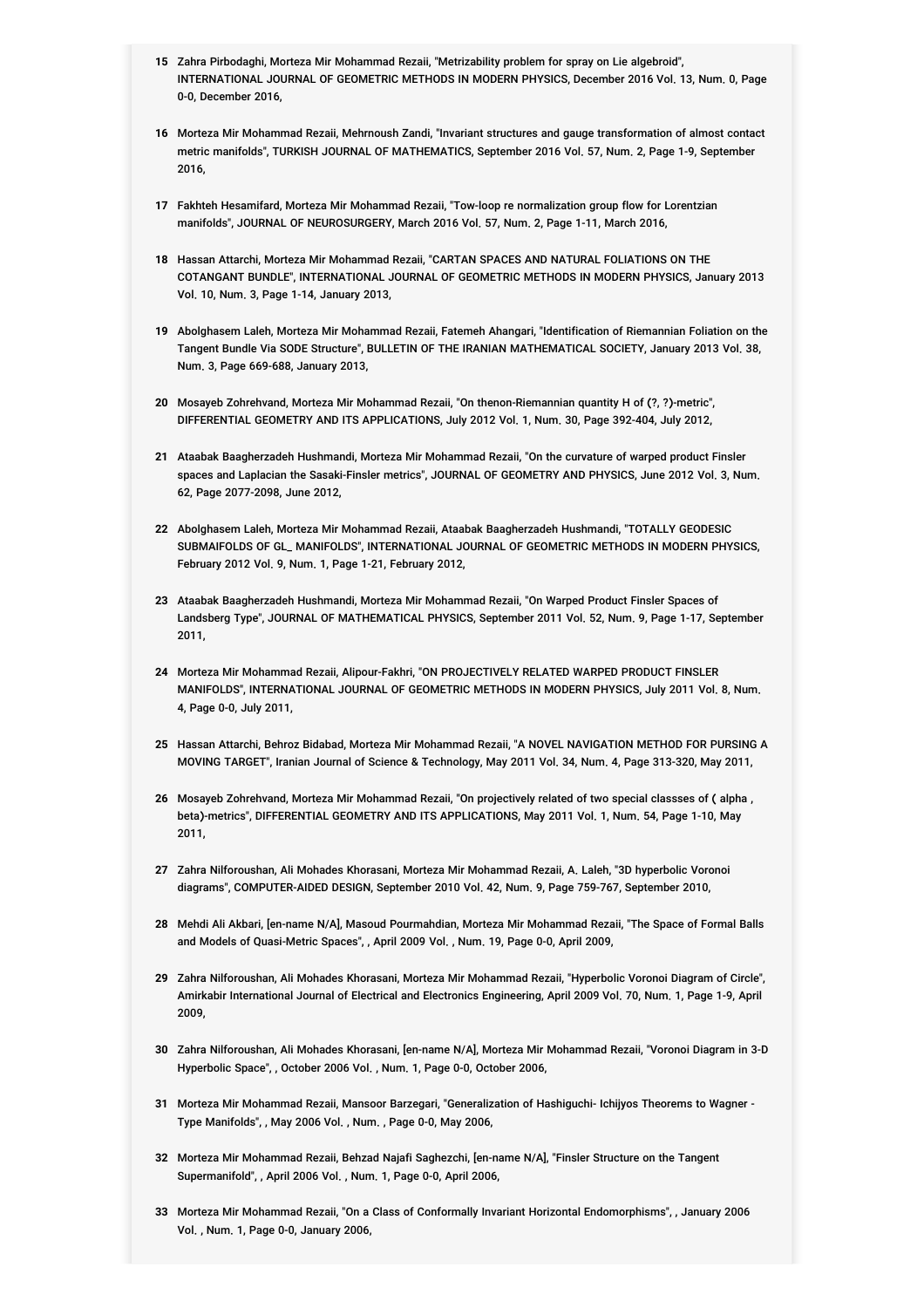15 Zahra Pirbodaghi, Morteza Mir Mohammad Rezaii, "Metrizability problem for spray on Lie algebroid", INTERNATIONAL JOURNAL OF GEOMETRIC METHODS IN MODERN PHYSICS, December 2016 Vol. 13, Num. 0, Page 0-0, December 2016,

16 Morteza Mir Mohammad Rezaii, Mehrnoush Zandi, "Invariant structures and gauge transformation of almost contact metric manifolds", TURKISH JOURNAL OF MATHEMATICS, September 2016 Vol. 57, Num. 2, Page 1-9, September 2016,

17 Fakhteh Hesamifard, Morteza Mir Mohammad Rezaii, "Tow-loop re normalization group flow for Lorentzian manifolds", JOURNAL OF NEUROSURGERY, March 2016 Vol. 57, Num. 2, Page 1-11, March 2016,

18 Hassan Attarchi, Morteza Mir Mohammad Rezaii, "CARTAN SPACES AND NATURAL FOLIATIONS ON THE COTANGANT BUNDLE", INTERNATIONAL JOURNAL OF GEOMETRIC METHODS IN MODERN PHYSICS, January 2013 Vol. 10, Num. 3, Page 1-14, January 2013,

19 Abolghasem Laleh, Morteza Mir Mohammad Rezaii, Fatemeh Ahangari, "Identification of Riemannian Foliation on the Tangent Bundle Via SODE Structure", BULLETIN OF THE IRANIAN MATHEMATICAL SOCIETY, January 2013 Vol. 38, Num. 3, Page 669-688, January 2013,

20 Mosayeb Zohrehvand, Morteza Mir Mohammad Rezaii, "On thenon-Riemannian quantity H of (?, ?)-metric", DIFFERENTIAL GEOMETRY AND ITS APPLICATIONS, July 2012 Vol. 1, Num. 30, Page 392-404, July 2012,

21 Ataabak Baagherzadeh Hushmandi, Morteza Mir Mohammad Rezaii, "On the curvature of warped product Finsler spaces and Laplacian the Sasaki-Finsler metrics", JOURNAL OF GEOMETRY AND PHYSICS, June 2012 Vol. 3, Num. 62, Page 2077-2098, June 2012,

22 Abolghasem Laleh, Morteza Mir Mohammad Rezaii, Ataabak Baagherzadeh Hushmandi, "TOTALLY GEODESIC SUBMAIFOLDS OF GL_ MANIFOLDS", INTERNATIONAL JOURNAL OF GEOMETRIC METHODS IN MODERN PHYSICS, February 2012 Vol. 9, Num. 1, Page 1-21, February 2012,

23 Ataabak Baagherzadeh Hushmandi, Morteza Mir Mohammad Rezaii, "On Warped Product Finsler Spaces of Landsberg Type", JOURNAL OF MATHEMATICAL PHYSICS, September 2011 Vol. 52, Num. 9, Page 1-17, September 2011,

24 Morteza Mir Mohammad Rezaii, Alipour-Fakhri, "ON PROJECTIVELY RELATED WARPED PRODUCT FINSLER MANIFOLDS", INTERNATIONAL JOURNAL OF GEOMETRIC METHODS IN MODERN PHYSICS, July 2011 Vol. 8, Num. 4, Page 0-0, July 2011,

25 Hassan Attarchi, Behroz Bidabad, Morteza Mir Mohammad Rezaii, "A NOVEL NAVIGATION METHOD FOR PURSING A MOVING TARGET", Iranian Journal of Science & Technology, May 2011 Vol. 34, Num. 4, Page 313-320, May 2011,

26 Mosayeb Zohrehvand, Morteza Mir Mohammad Rezaii, "On projectively related of two special classses of ( alpha , beta)-metrics", DIFFERENTIAL GEOMETRY AND ITS APPLICATIONS, May 2011 Vol. 1, Num. 54, Page 1-10, May 2011,

27 Zahra Nilforoushan, Ali Mohades Khorasani, Morteza Mir Mohammad Rezaii, A. Laleh, "3D hyperbolic Voronoi diagrams", COMPUTER-AIDED DESIGN, September 2010 Vol. 42, Num. 9, Page 759-767, September 2010,

28 Mehdi Ali Akbari, [en-name N/A], Masoud Pourmahdian, Morteza Mir Mohammad Rezaii, "The Space of Formal Balls and Models of Quasi-Metric Spaces", , April 2009 Vol. , Num. 19, Page 0-0, April 2009,

29 Zahra Nilforoushan, Ali Mohades Khorasani, Morteza Mir Mohammad Rezaii, "Hyperbolic Voronoi Diagram of Circle", Amirkabir International Journal of Electrical and Electronics Engineering, April 2009 Vol. 70, Num. 1, Page 1-9, April 2009,

30 Zahra Nilforoushan, Ali Mohades Khorasani, [en-name N/A], Morteza Mir Mohammad Rezaii, "Voronoi Diagram in 3-D Hyperbolic Space", , October 2006 Vol. , Num. 1, Page 0-0, October 2006,

31 Morteza Mir Mohammad Rezaii, Mansoor Barzegari, "Generalization of Hashiguchi- Ichijyos Theorems to Wagner - Type Manifolds", , May 2006 Vol. , Num. , Page 0-0, May 2006,

32 Morteza Mir Mohammad Rezaii, Behzad Najafi Saghezchi, [en-name N/A], "Finsler Structure on the Tangent Supermanifold", , April 2006 Vol. , Num. 1, Page 0-0, April 2006,

33 Morteza Mir Mohammad Rezaii, "On a Class of Conformally Invariant Horizontal Endomorphisms", , January 2006 Vol. , Num. 1, Page 0-0, January 2006,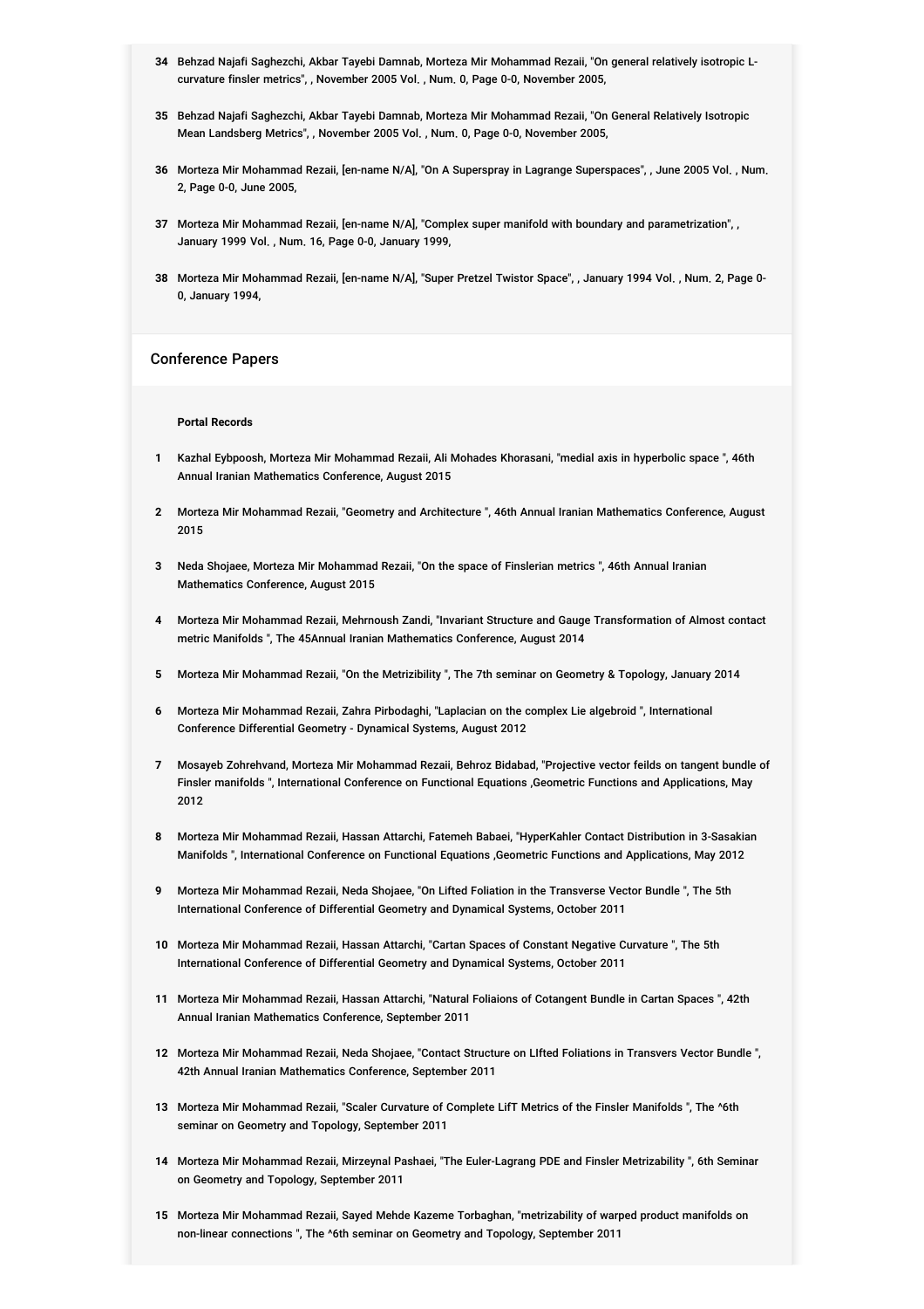34. Behzad Najafi Saghezchi, Akbar Tayebi Damnab, Morteza Mir Mohammad Rezaii, "On general relatively isotropic L-curvature finsler metrics", , November 2005 Vol. , Num. 0, Page 0-0, November 2005,

35. Behzad Najafi Saghezchi, Akbar Tayebi Damnab, Morteza Mir Mohammad Rezaii, "On General Relatively Isotropic Mean Landsberg Metrics", , November 2005 Vol. , Num. 0, Page 0-0, November 2005,

36. Morteza Mir Mohammad Rezaii, [en-name N/A], "On A Superspray in Lagrange Superspaces", , June 2005 Vol. , Num. 2, Page 0-0, June 2005,

37. Morteza Mir Mohammad Rezaii, [en-name N/A], "Complex super manifold with boundary and parametrization", , January 1999 Vol. , Num. 16, Page 0-0, January 1999,

38. Morteza Mir Mohammad Rezaii, [en-name N/A], "Super Pretzel Twistor Space", , January 1994 Vol. , Num. 2, Page 0-0, January 1994,

## Conference Papers

**Portal Records**

1. Kazhal Eybpoosh, Morteza Mir Mohammad Rezaii, Ali Mohades Khorasani, "medial axis in hyperbolic space ", 46th Annual Iranian Mathematics Conference, August 2015

2. Morteza Mir Mohammad Rezaii, "Geometry and Architecture ", 46th Annual Iranian Mathematics Conference, August 2015

3. Neda Shojaee, Morteza Mir Mohammad Rezaii, "On the space of Finslerian metrics ", 46th Annual Iranian Mathematics Conference, August 2015

4. Morteza Mir Mohammad Rezaii, Mehrnoush Zandi, "Invariant Structure and Gauge Transformation of Almost contact metric Manifolds ", The 45Annual Iranian Mathematics Conference, August 2014

5. Morteza Mir Mohammad Rezaii, "On the Metrizibility ", The 7th seminar on Geometry & Topology, January 2014

6. Morteza Mir Mohammad Rezaii, Zahra Pirbodaghi, "Laplacian on the complex Lie algebroid ", International Conference Differential Geometry - Dynamical Systems, August 2012

7. Mosayeb Zohrehvand, Morteza Mir Mohammad Rezaii, Behroz Bidabad, "Projective vector feilds on tangent bundle of Finsler manifolds ", International Conference on Functional Equations ,Geometric Functions and Applications, May 2012

8. Morteza Mir Mohammad Rezaii, Hassan Attarchi, Fatemeh Babaei, "HyperKahler Contact Distribution in 3-Sasakian Manifolds ", International Conference on Functional Equations ,Geometric Functions and Applications, May 2012

9. Morteza Mir Mohammad Rezaii, Neda Shojaee, "On Lifted Foliation in the Transverse Vector Bundle ", The 5th International Conference of Differential Geometry and Dynamical Systems, October 2011

10. Morteza Mir Mohammad Rezaii, Hassan Attarchi, "Cartan Spaces of Constant Negative Curvature ", The 5th International Conference of Differential Geometry and Dynamical Systems, October 2011

11. Morteza Mir Mohammad Rezaii, Hassan Attarchi, "Natural Foliaions of Cotangent Bundle in Cartan Spaces ", 42th Annual Iranian Mathematics Conference, September 2011

12. Morteza Mir Mohammad Rezaii, Neda Shojaee, "Contact Structure on LIfted Foliations in Transvers Vector Bundle ", 42th Annual Iranian Mathematics Conference, September 2011

13. Morteza Mir Mohammad Rezaii, "Scaler Curvature of Complete LifT Metrics of the Finsler Manifolds ", The ^6th seminar on Geometry and Topology, September 2011

14. Morteza Mir Mohammad Rezaii, Mirzeynal Pashaei, "The Euler-Lagrang PDE and Finsler Metrizability ", 6th Seminar on Geometry and Topology, September 2011

15. Morteza Mir Mohammad Rezaii, Sayed Mehde Kazeme Torbaghan, "metrizability of warped product manifolds on non-linear connections ", The ^6th seminar on Geometry and Topology, September 2011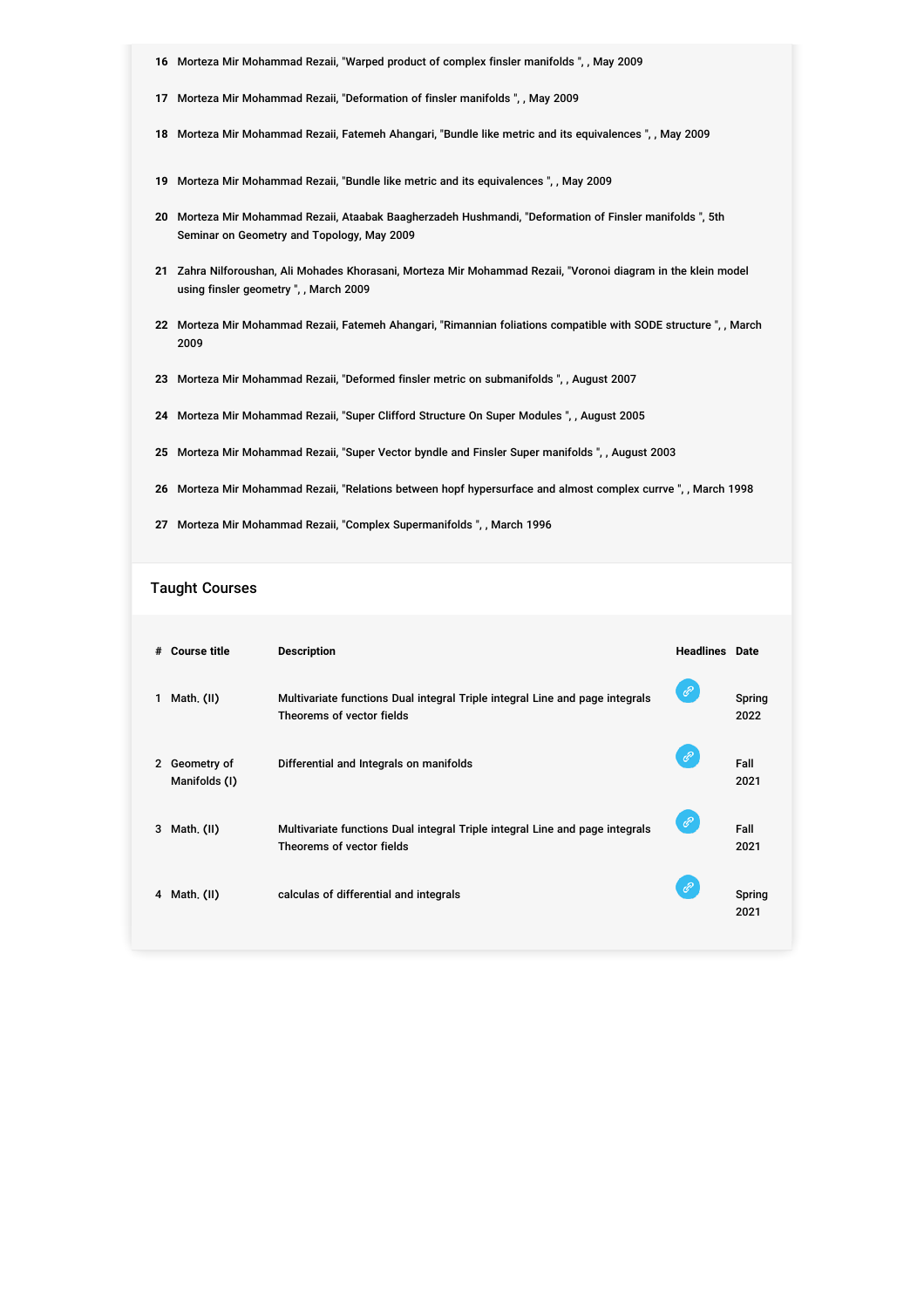16 Morteza Mir Mohammad Rezaii, "Warped product of complex finsler manifolds ", , May 2009

17 Morteza Mir Mohammad Rezaii, "Deformation of finsler manifolds ", , May 2009

18 Morteza Mir Mohammad Rezaii, Fatemeh Ahangari, "Bundle like metric and its equivalences ", , May 2009

19 Morteza Mir Mohammad Rezaii, "Bundle like metric and its equivalences ", , May 2009

20 Morteza Mir Mohammad Rezaii, Ataabak Baagherzadeh Hushmandi, "Deformation of Finsler manifolds ", 5th Seminar on Geometry and Topology, May 2009

21 Zahra Nilforoushan, Ali Mohades Khorasani, Morteza Mir Mohammad Rezaii, "Voronoi diagram in the klein model using finsler geometry ", , March 2009

22 Morteza Mir Mohammad Rezaii, Fatemeh Ahangari, "Rimannian foliations compatible with SODE structure ", , March 2009

23 Morteza Mir Mohammad Rezaii, "Deformed finsler metric on submanifolds ", , August 2007

24 Morteza Mir Mohammad Rezaii, "Super Clifford Structure On Super Modules ", , August 2005

25 Morteza Mir Mohammad Rezaii, "Super Vector byndle and Finsler Super manifolds ", , August 2003

26 Morteza Mir Mohammad Rezaii, "Relations between hopf hypersurface and almost complex currve ", , March 1998

27 Morteza Mir Mohammad Rezaii, "Complex Supermanifolds ", , March 1996

## Taught Courses

| # | Course title | Description | Headlines | Date |
|---|---|---|---|---|
| 1 | Math. (II) | Multivariate functions Dual integral Triple integral Line and page integrals Theorems of vector fields | | Spring 2022 |
| 2 | Geometry of Manifolds (I) | Differential and Integrals on manifolds | | Fall 2021 |
| 3 | Math. (II) | Multivariate functions Dual integral Triple integral Line and page integrals Theorems of vector fields | | Fall 2021 |
| 4 | Math. (II) | calculas of differential and integrals | | Spring 2021 |